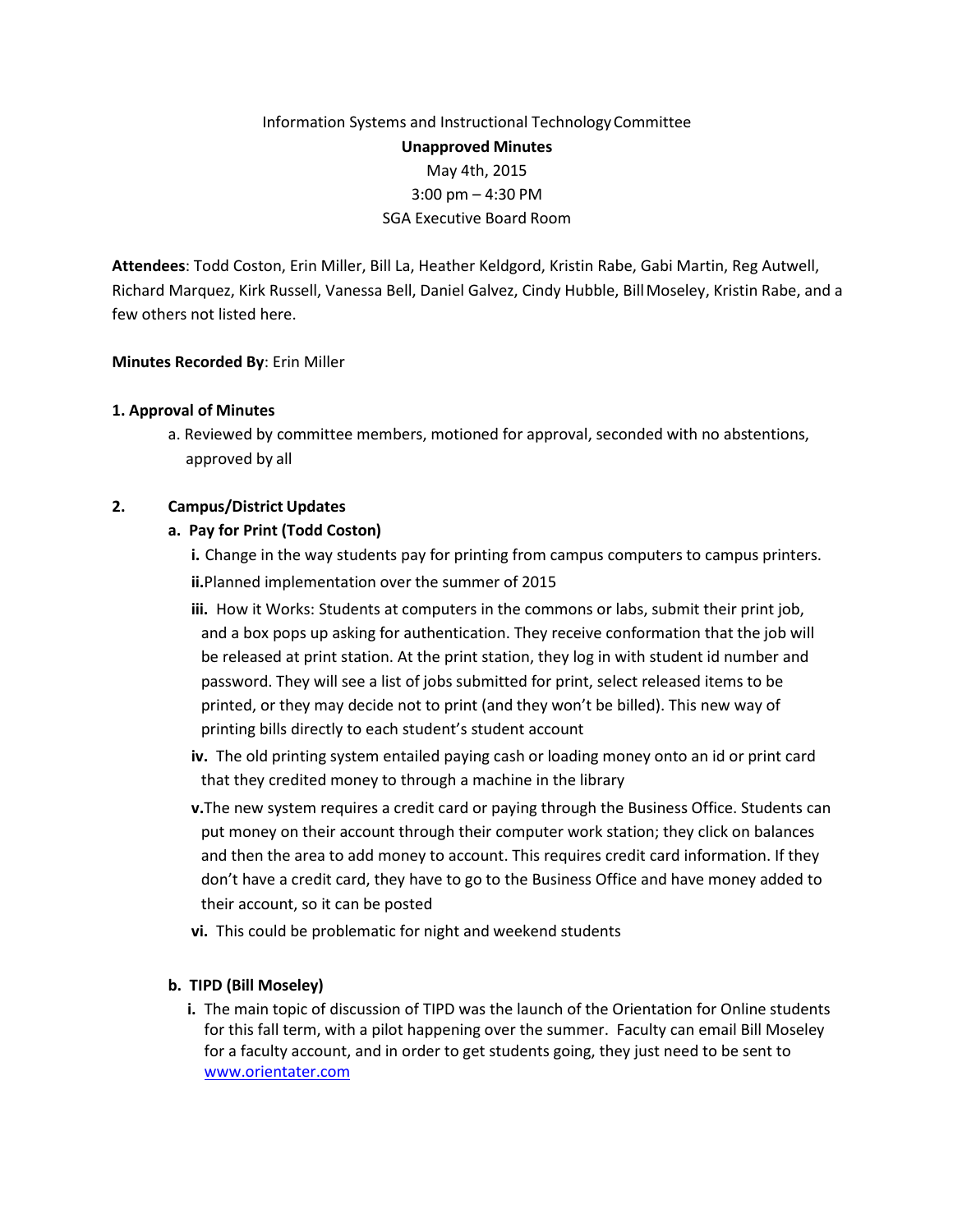Information Systems and Instructional Technology Committee

**Unapproved Minutes**

May 4th, 2015

3:00 pm – 4:30 PM

SGA Executive Board Room

**Attendees**: Todd Coston, Erin Miller, Bill La, Heather Keldgord, Kristin Rabe, Gabi Martin, Reg Autwell, Richard Marquez, Kirk Russell, Vanessa Bell, Daniel Galvez, Cindy Hubble, Bill Moseley, Kristin Rabe, and a few others not listed here.

**Minutes Recorded By**: Erin Miller

**1. Approval of Minutes**

a. Reviewed by committee members, motioned for approval, seconded with no abstentions, approved by all

**2. Campus/District Updates**

**a. Pay for Print (Todd Coston)**

**i.** Change in the way students pay for printing from campus computers to campus printers.

**ii.** Planned implementation over the summer of 2015

**iii.** How it Works: Students at computers in the commons or labs, submit their print job, and a box pops up asking for authentication. They receive conformation that the job will be released at print station. At the print station, they log in with student id number and password. They will see a list of jobs submitted for print, select released items to be printed, or they may decide not to print (and they won't be billed). This new way of printing bills directly to each student's student account

**iv.** The old printing system entailed paying cash or loading money onto an id or print card that they credited money to through a machine in the library

**v.** The new system requires a credit card or paying through the Business Office. Students can put money on their account through their computer work station; they click on balances and then the area to add money to account. This requires credit card information. If they don't have a credit card, they have to go to the Business Office and have money added to their account, so it can be posted

**vi.** This could be problematic for night and weekend students

**b. TIPD (Bill Moseley)**

**i.** The main topic of discussion of TIPD was the launch of the Orientation for Online students for this fall term, with a pilot happening over the summer. Faculty can email Bill Moseley for a faculty account, and in order to get students going, they just need to be sent to [www.orientater.com](http://www.orientater.com)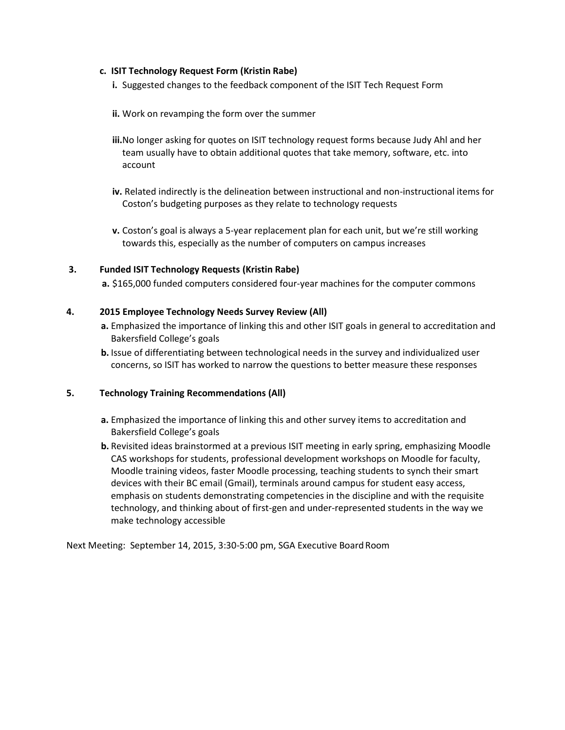**c. ISIT Technology Request Form (Kristin Rabe)**

- **i.** Suggested changes to the feedback component of the ISIT Tech Request Form
- **ii.** Work on revamping the form over the summer
- **iii.** No longer asking for quotes on ISIT technology request forms because Judy Ahl and her team usually have to obtain additional quotes that take memory, software, etc. into account
- **iv.** Related indirectly is the delineation between instructional and non-instructional items for Coston's budgeting purposes as they relate to technology requests
- **v.** Coston's goal is always a 5-year replacement plan for each unit, but we're still working towards this, especially as the number of computers on campus increases

**3. Funded ISIT Technology Requests (Kristin Rabe)**

- **a.** $165,000 funded computers considered four-year machines for the computer commons

**4. 2015 Employee Technology Needs Survey Review (All)**

- **a.** Emphasized the importance of linking this and other ISIT goals in general to accreditation and Bakersfield College's goals
- **b.** Issue of differentiating between technological needs in the survey and individualized user concerns, so ISIT has worked to narrow the questions to better measure these responses

**5. Technology Training Recommendations (All)**

- **a.** Emphasized the importance of linking this and other survey items to accreditation and Bakersfield College's goals
- **b.** Revisited ideas brainstormed at a previous ISIT meeting in early spring, emphasizing Moodle CAS workshops for students, professional development workshops on Moodle for faculty, Moodle training videos, faster Moodle processing, teaching students to synch their smart devices with their BC email (Gmail), terminals around campus for student easy access, emphasis on students demonstrating competencies in the discipline and with the requisite technology, and thinking about of first-gen and under-represented students in the way we make technology accessible

Next Meeting: September 14, 2015, 3:30-5:00 pm, SGA Executive Board Room